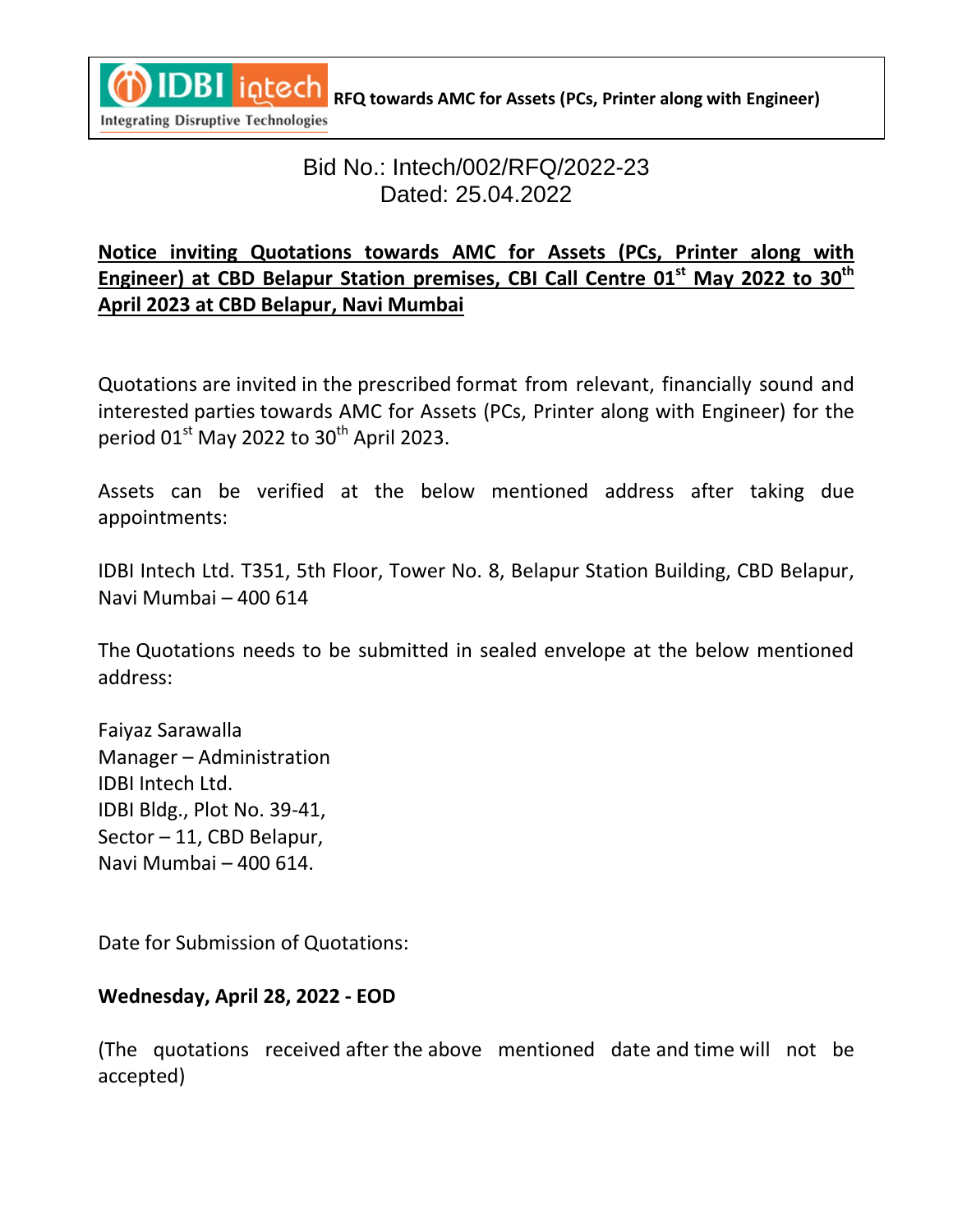Integrating Disruptive Technologies

**RFQ towards AMC for Assets (PCs, Printer along with Engineer)**

Bid No.: Intech/002/RFQ/2022-23
Dated: 25.04.2022

**Notice inviting Quotations towards AMC for Assets (PCs, Printer along with Engineer) at CBD Belapur Station premises, CBI Call Centre 01st May 2022 to 30th April 2023 at CBD Belapur, Navi Mumbai**

Quotations are invited in the prescribed format from relevant, financially sound and interested parties towards AMC for Assets (PCs, Printer along with Engineer) for the period 01st May 2022 to 30th April 2023.

Assets can be verified at the below mentioned address after taking due appointments:

IDBI Intech Ltd. T351, 5th Floor, Tower No. 8, Belapur Station Building, CBD Belapur, Navi Mumbai – 400 614

The Quotations needs to be submitted in sealed envelope at the below mentioned address:

Faiyaz Sarawalla
Manager – Administration
IDBI Intech Ltd.
IDBI Bldg., Plot No. 39-41,
Sector – 11, CBD Belapur,
Navi Mumbai – 400 614.

Date for Submission of Quotations:

**Wednesday, April 28, 2022 - EOD**

(The quotations received after the above mentioned date and time will not be accepted)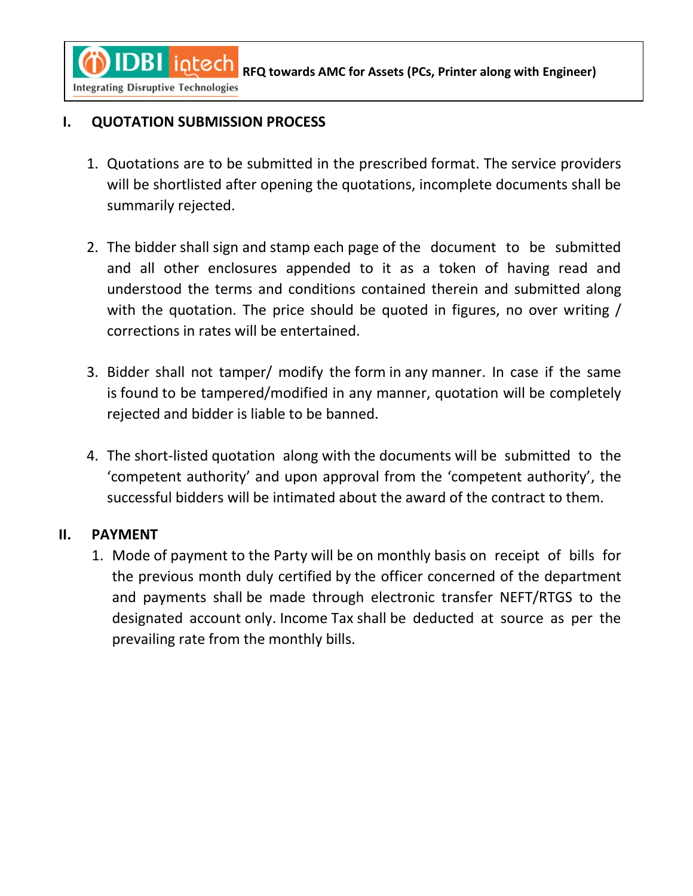## I. QUOTATION SUBMISSION PROCESS

1. Quotations are to be submitted in the prescribed format. The service providers will be shortlisted after opening the quotations, incomplete documents shall be summarily rejected.

2. The bidder shall sign and stamp each page of the document to be submitted and all other enclosures appended to it as a token of having read and understood the terms and conditions contained therein and submitted along with the quotation. The price should be quoted in figures, no over writing / corrections in rates will be entertained.

3. Bidder shall not tamper/ modify the form in any manner. In case if the same is found to be tampered/modified in any manner, quotation will be completely rejected and bidder is liable to be banned.

4. The short-listed quotation along with the documents will be submitted to the 'competent authority' and upon approval from the 'competent authority', the successful bidders will be intimated about the award of the contract to them.

## II. PAYMENT

1. Mode of payment to the Party will be on monthly basis on receipt of bills for the previous month duly certified by the officer concerned of the department and payments shall be made through electronic transfer NEFT/RTGS to the designated account only. Income Tax shall be deducted at source as per the prevailing rate from the monthly bills.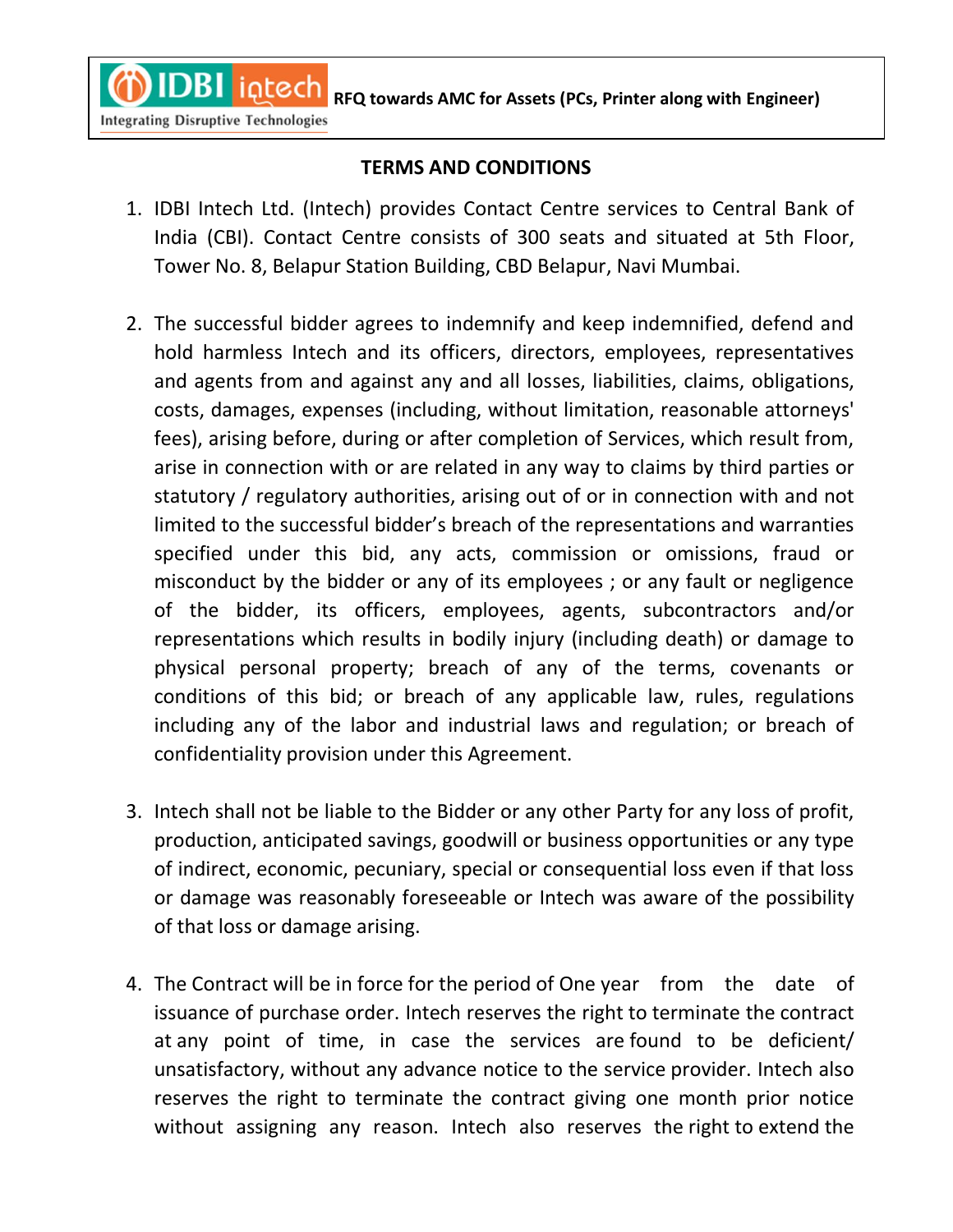## TERMS AND CONDITIONS

1. IDBI Intech Ltd. (Intech) provides Contact Centre services to Central Bank of India (CBI). Contact Centre consists of 300 seats and situated at 5th Floor, Tower No. 8, Belapur Station Building, CBD Belapur, Navi Mumbai.

2. The successful bidder agrees to indemnify and keep indemnified, defend and hold harmless Intech and its officers, directors, employees, representatives and agents from and against any and all losses, liabilities, claims, obligations, costs, damages, expenses (including, without limitation, reasonable attorneys' fees), arising before, during or after completion of Services, which result from, arise in connection with or are related in any way to claims by third parties or statutory / regulatory authorities, arising out of or in connection with and not limited to the successful bidder's breach of the representations and warranties specified under this bid, any acts, commission or omissions, fraud or misconduct by the bidder or any of its employees ; or any fault or negligence of the bidder, its officers, employees, agents, subcontractors and/or representations which results in bodily injury (including death) or damage to physical personal property; breach of any of the terms, covenants or conditions of this bid; or breach of any applicable law, rules, regulations including any of the labor and industrial laws and regulation; or breach of confidentiality provision under this Agreement.

3. Intech shall not be liable to the Bidder or any other Party for any loss of profit, production, anticipated savings, goodwill or business opportunities or any type of indirect, economic, pecuniary, special or consequential loss even if that loss or damage was reasonably foreseeable or Intech was aware of the possibility of that loss or damage arising.

4. The Contract will be in force for the period of One year from the date of issuance of purchase order. Intech reserves the right to terminate the contract at any point of time, in case the services are found to be deficient/ unsatisfactory, without any advance notice to the service provider. Intech also reserves the right to terminate the contract giving one month prior notice without assigning any reason. Intech also reserves the right to extend the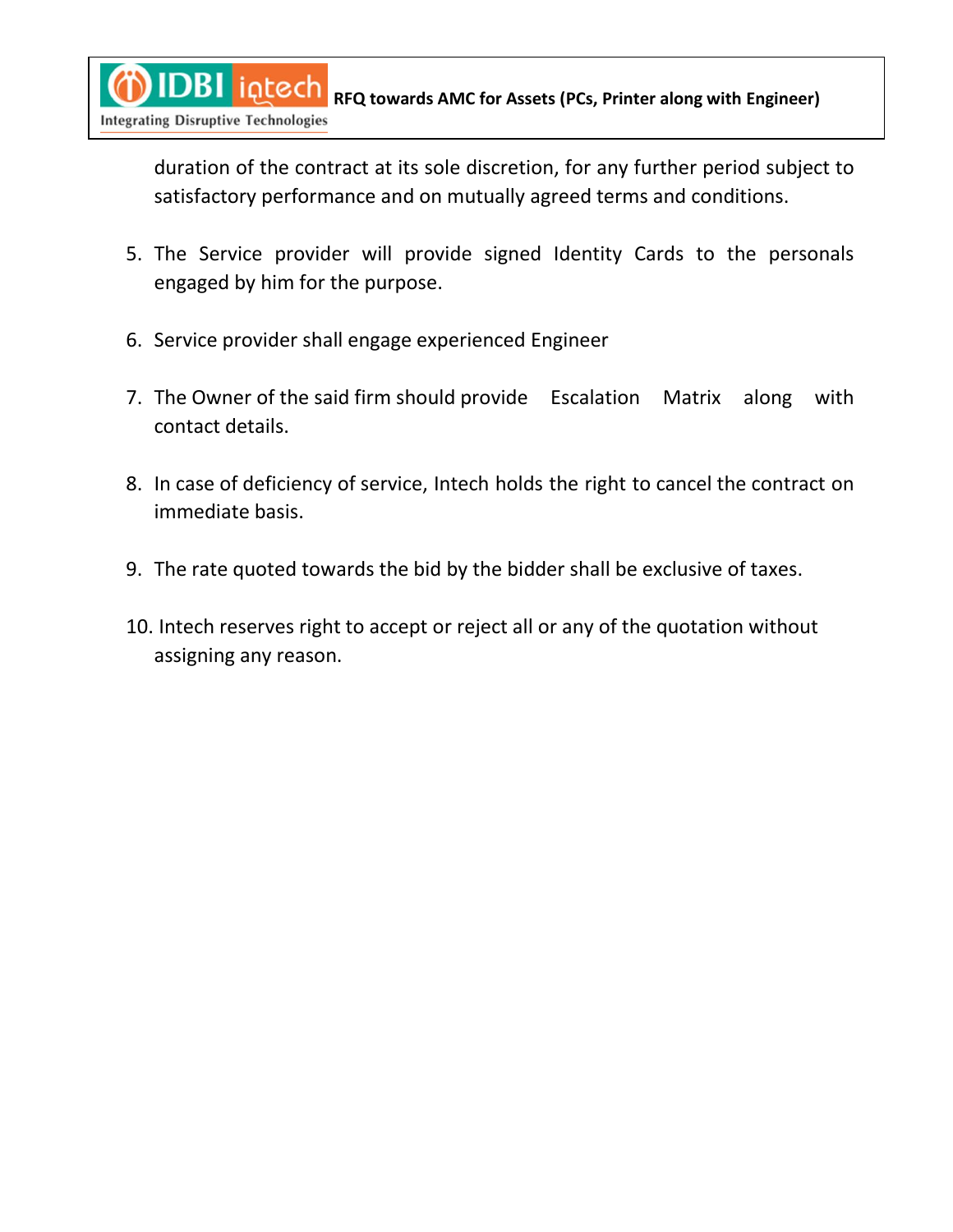duration of the contract at its sole discretion, for any further period subject to satisfactory performance and on mutually agreed terms and conditions.

5. The Service provider will provide signed Identity Cards to the personals engaged by him for the purpose.

6. Service provider shall engage experienced Engineer

7. The Owner of the said firm should provide Escalation Matrix along with contact details.

8. In case of deficiency of service, Intech holds the right to cancel the contract on immediate basis.

9. The rate quoted towards the bid by the bidder shall be exclusive of taxes.

10. Intech reserves right to accept or reject all or any of the quotation without assigning any reason.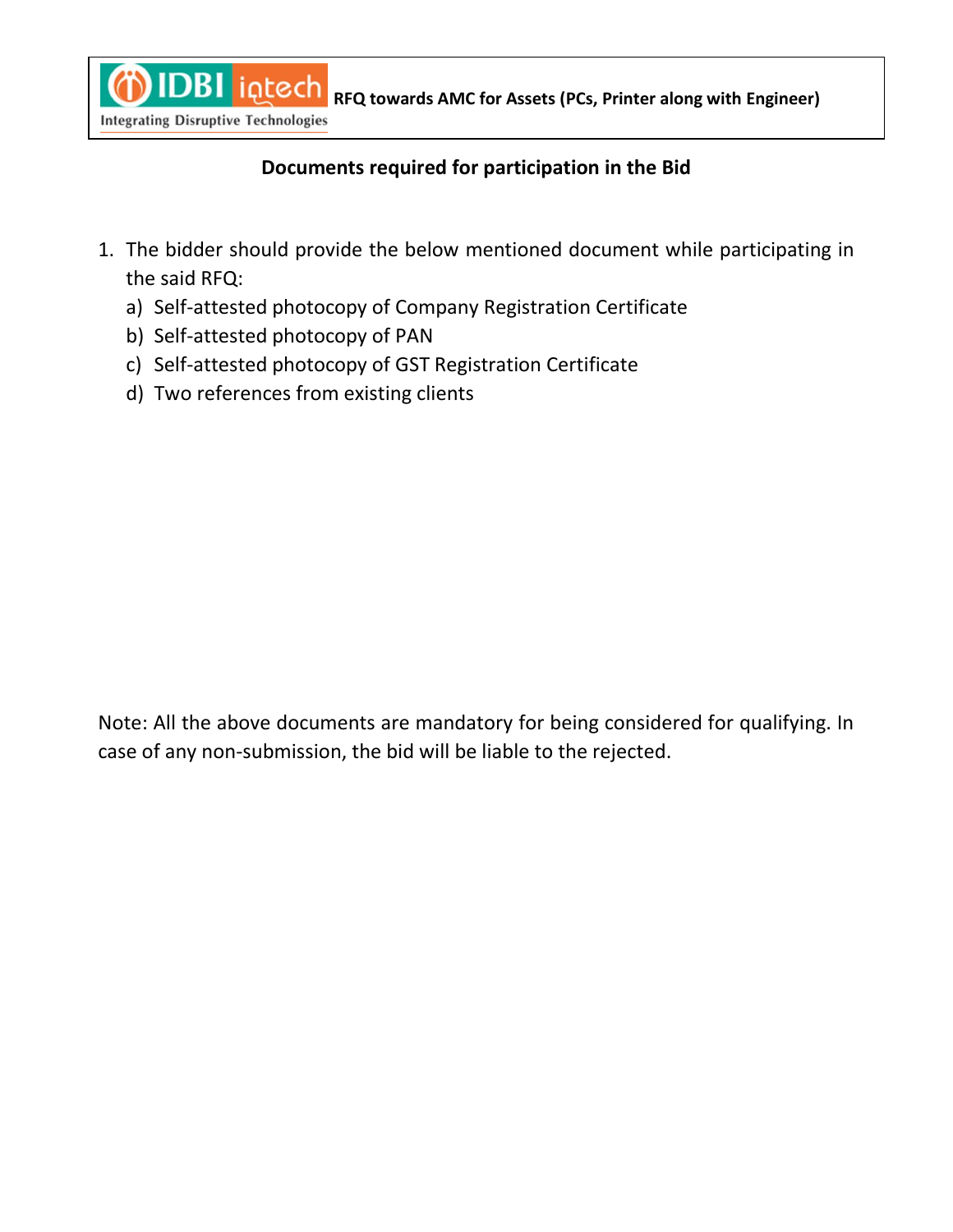## Documents required for participation in the Bid

1. The bidder should provide the below mentioned document while participating in the said RFQ:
   a) Self-attested photocopy of Company Registration Certificate
   b) Self-attested photocopy of PAN
   c) Self-attested photocopy of GST Registration Certificate
   d) Two references from existing clients

Note: All the above documents are mandatory for being considered for qualifying. In case of any non-submission, the bid will be liable to the rejected.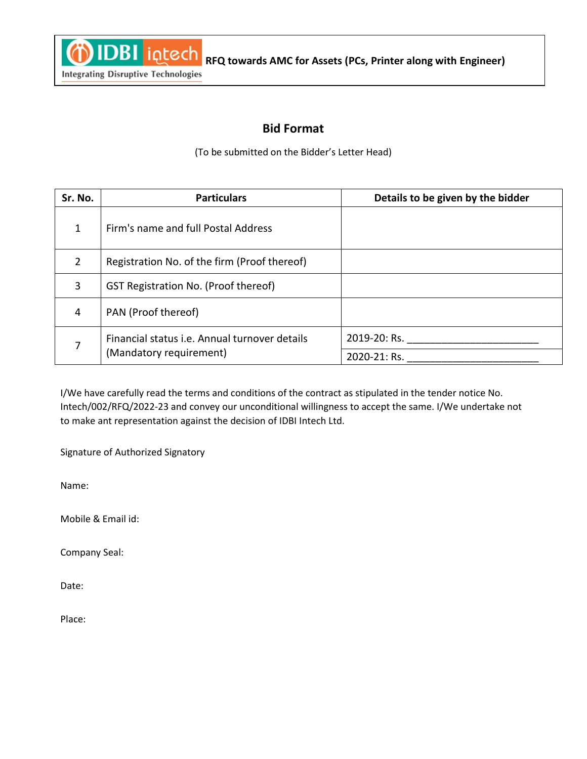RFQ towards AMC for Assets (PCs, Printer along with Engineer)

## Bid Format

(To be submitted on the Bidder's Letter Head)

| Sr. No. | Particulars | Details to be given by the bidder |
|---|---|---|
| 1 | Firm's name and full Postal Address | |
| 2 | Registration No. of the firm (Proof thereof) | |
| 3 | GST Registration No. (Proof thereof) | |
| 4 | PAN (Proof thereof) | |
| 7 | Financial status i.e. Annual turnover details (Mandatory requirement) | 2019-20: Rs. _______________________ |
| | | 2020-21: Rs. _______________________ |

I/We have carefully read the terms and conditions of the contract as stipulated in the tender notice No. Intech/002/RFQ/2022-23 and convey our unconditional willingness to accept the same. I/We undertake not to make ant representation against the decision of IDBI Intech Ltd.

Signature of Authorized Signatory

Name:

Mobile & Email id:

Company Seal:

Date:

Place: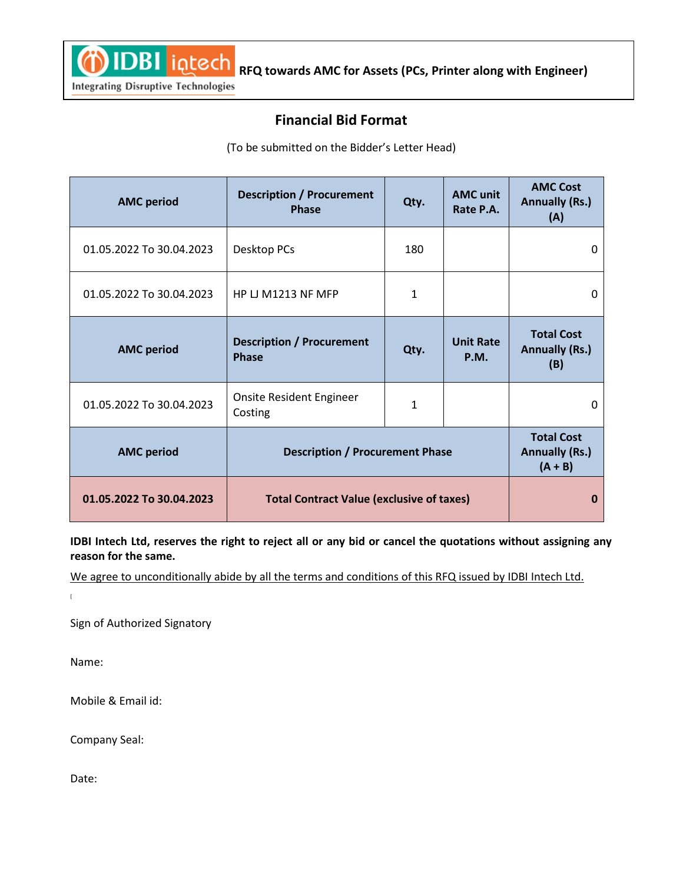RFQ towards AMC for Assets (PCs, Printer along with Engineer)

## Financial Bid Format

(To be submitted on the Bidder's Letter Head)

| AMC period | Description / Procurement Phase | Qty. | AMC unit Rate P.A. | AMC Cost Annually (Rs.) (A) |
|---|---|---|---|---|
| 01.05.2022 To 30.04.2023 | Desktop PCs | 180 | | 0 |
| 01.05.2022 To 30.04.2023 | HP LJ M1213 NF MFP | 1 | | 0 |
| **AMC period** | **Description / Procurement Phase** | **Qty.** | **Unit Rate P.M.** | **Total Cost Annually (Rs.) (B)** |
| 01.05.2022 To 30.04.2023 | Onsite Resident Engineer Costing | 1 | | 0 |
| **AMC period** | **Description / Procurement Phase** | | | **Total Cost Annually (Rs.) (A + B)** |
| **01.05.2022 To 30.04.2023** | **Total Contract Value (exclusive of taxes)** | | | **0** |

**IDBI Intech Ltd, reserves the right to reject all or any bid or cancel the quotations without assigning any reason for the same.**

We agree to unconditionally abide by all the terms and conditions of this RFQ issued by IDBI Intech Ltd.

Sign of Authorized Signatory

Name:

Mobile & Email id:

Company Seal:

Date: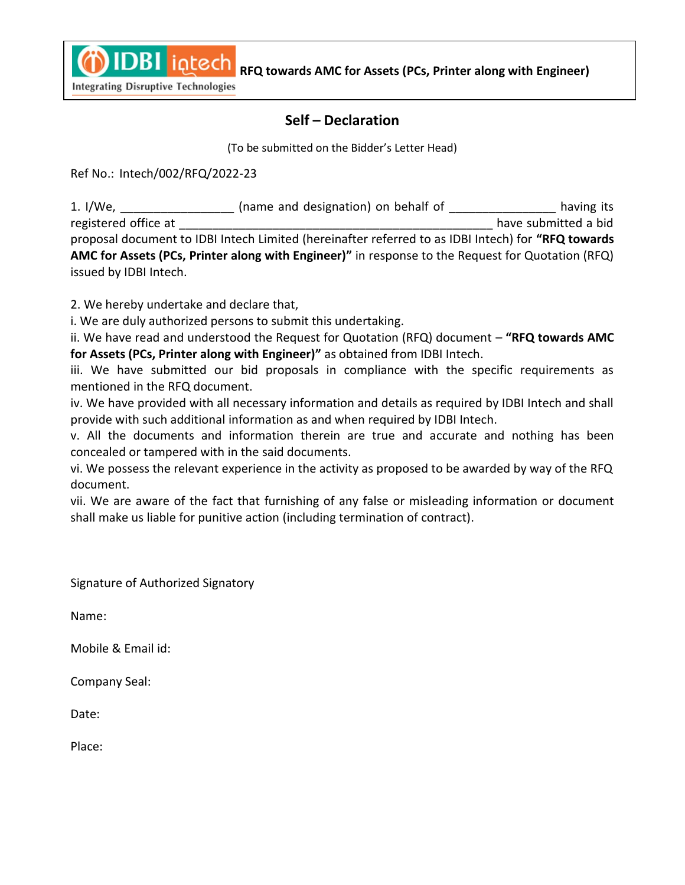## Self – Declaration

(To be submitted on the Bidder's Letter Head)

Ref No.: Intech/002/RFQ/2022-23

1. I/We, ________________ (name and designation) on behalf of _______________ having its registered office at ________________________________________________ have submitted a bid proposal document to IDBI Intech Limited (hereinafter referred to as IDBI Intech) for **"RFQ towards AMC for Assets (PCs, Printer along with Engineer)"** in response to the Request for Quotation (RFQ) issued by IDBI Intech.

2. We hereby undertake and declare that,

i. We are duly authorized persons to submit this undertaking.

ii. We have read and understood the Request for Quotation (RFQ) document – **"RFQ towards AMC for Assets (PCs, Printer along with Engineer)"** as obtained from IDBI Intech.

iii. We have submitted our bid proposals in compliance with the specific requirements as mentioned in the RFQ document.

iv. We have provided with all necessary information and details as required by IDBI Intech and shall provide with such additional information as and when required by IDBI Intech.

v. All the documents and information therein are true and accurate and nothing has been concealed or tampered with in the said documents.

vi. We possess the relevant experience in the activity as proposed to be awarded by way of the RFQ document.

vii. We are aware of the fact that furnishing of any false or misleading information or document shall make us liable for punitive action (including termination of contract).

Signature of Authorized Signatory

Name:

Mobile & Email id:

Company Seal:

Date:

Place: